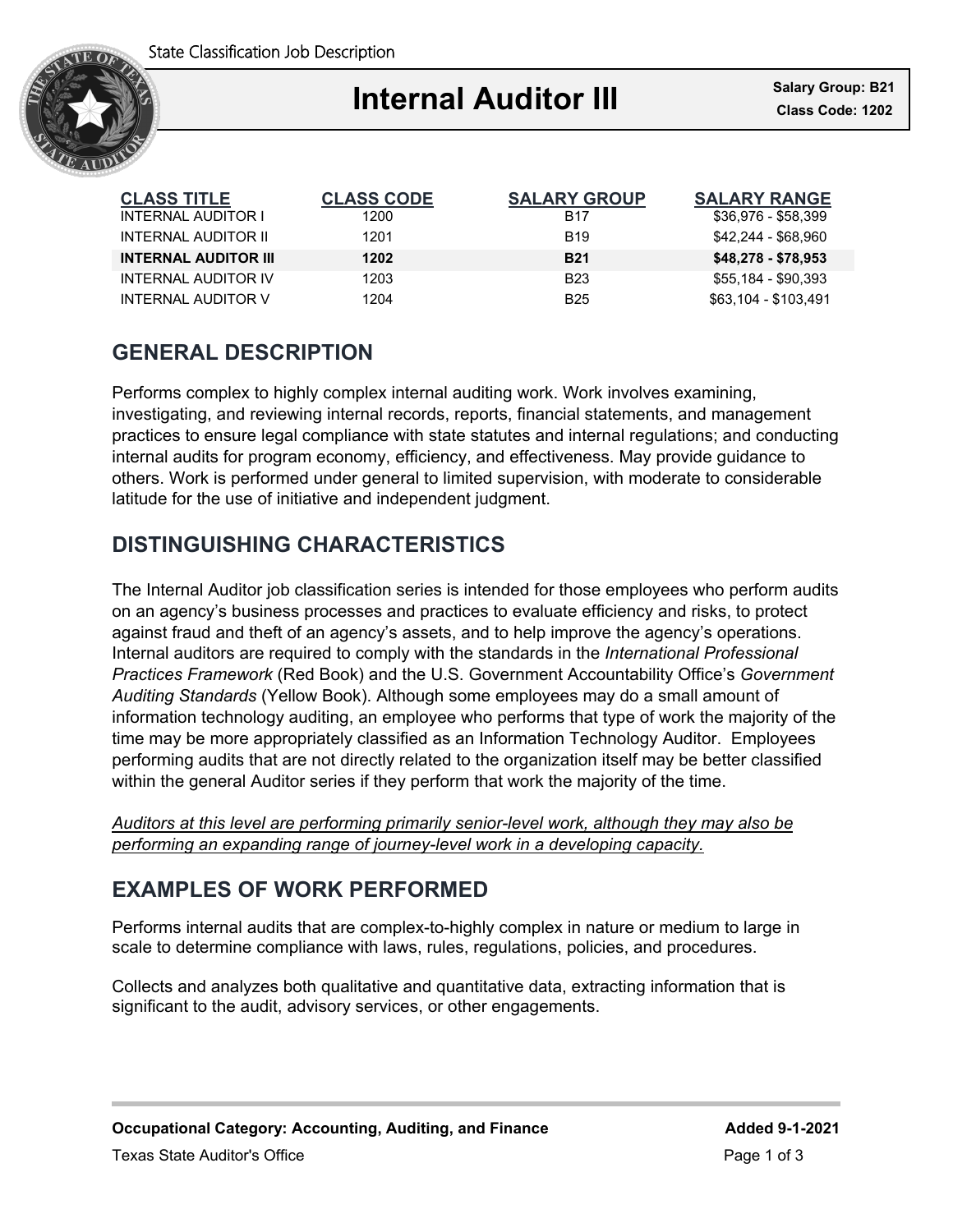State Classification Job Description

# Internal Auditor III

**Salary Group: B21**
**Class Code: 1202**

| CLASS TITLE | CLASS CODE | SALARY GROUP | SALARY RANGE |
|---|---|---|---|
| INTERNAL AUDITOR I | 1200 | B17 | $36,976 - $58,399 |
| INTERNAL AUDITOR II | 1201 | B19 | $42,244 - $68,960 |
| **INTERNAL AUDITOR III** | **1202** | **B21** | **$48,278 - $78,953** |
| INTERNAL AUDITOR IV | 1203 | B23 | $55,184 - $90,393 |
| INTERNAL AUDITOR V | 1204 | B25 | $63,104 - $103,491 |

## GENERAL DESCRIPTION

Performs complex to highly complex internal auditing work. Work involves examining, investigating, and reviewing internal records, reports, financial statements, and management practices to ensure legal compliance with state statutes and internal regulations; and conducting internal audits for program economy, efficiency, and effectiveness. May provide guidance to others. Work is performed under general to limited supervision, with moderate to considerable latitude for the use of initiative and independent judgment.

## DISTINGUISHING CHARACTERISTICS

The Internal Auditor job classification series is intended for those employees who perform audits on an agency's business processes and practices to evaluate efficiency and risks, to protect against fraud and theft of an agency's assets, and to help improve the agency's operations. Internal auditors are required to comply with the standards in the *International Professional Practices Framework* (Red Book) and the U.S. Government Accountability Office's *Government Auditing Standards* (Yellow Book). Although some employees may do a small amount of information technology auditing, an employee who performs that type of work the majority of the time may be more appropriately classified as an Information Technology Auditor. Employees performing audits that are not directly related to the organization itself may be better classified within the general Auditor series if they perform that work the majority of the time.

*Auditors at this level are performing primarily senior-level work, although they may also be performing an expanding range of journey-level work in a developing capacity.*

## EXAMPLES OF WORK PERFORMED

Performs internal audits that are complex-to-highly complex in nature or medium to large in scale to determine compliance with laws, rules, regulations, policies, and procedures.

Collects and analyzes both qualitative and quantitative data, extracting information that is significant to the audit, advisory services, or other engagements.

**Occupational Category: Accounting, Auditing, and Finance** **Added 9-1-2021**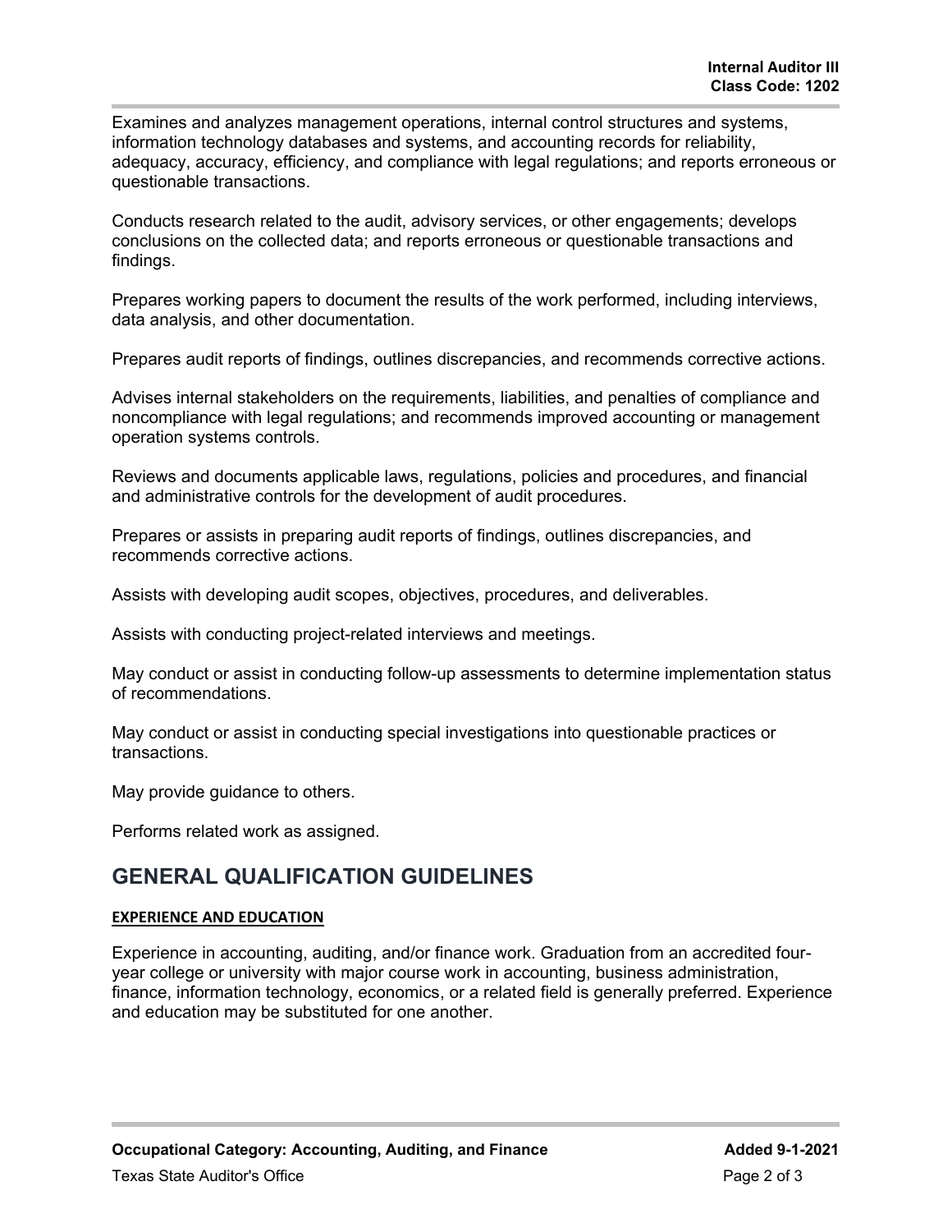Examines and analyzes management operations, internal control structures and systems, information technology databases and systems, and accounting records for reliability, adequacy, accuracy, efficiency, and compliance with legal regulations; and reports erroneous or questionable transactions.

Conducts research related to the audit, advisory services, or other engagements; develops conclusions on the collected data; and reports erroneous or questionable transactions and findings.

Prepares working papers to document the results of the work performed, including interviews, data analysis, and other documentation.

Prepares audit reports of findings, outlines discrepancies, and recommends corrective actions.

Advises internal stakeholders on the requirements, liabilities, and penalties of compliance and noncompliance with legal regulations; and recommends improved accounting or management operation systems controls.

Reviews and documents applicable laws, regulations, policies and procedures, and financial and administrative controls for the development of audit procedures.

Prepares or assists in preparing audit reports of findings, outlines discrepancies, and recommends corrective actions.

Assists with developing audit scopes, objectives, procedures, and deliverables.

Assists with conducting project-related interviews and meetings.

May conduct or assist in conducting follow-up assessments to determine implementation status of recommendations.

May conduct or assist in conducting special investigations into questionable practices or transactions.

May provide guidance to others.

Performs related work as assigned.

## GENERAL QUALIFICATION GUIDELINES

### EXPERIENCE AND EDUCATION

Experience in accounting, auditing, and/or finance work. Graduation from an accredited four-year college or university with major course work in accounting, business administration, finance, information technology, economics, or a related field is generally preferred. Experience and education may be substituted for one another.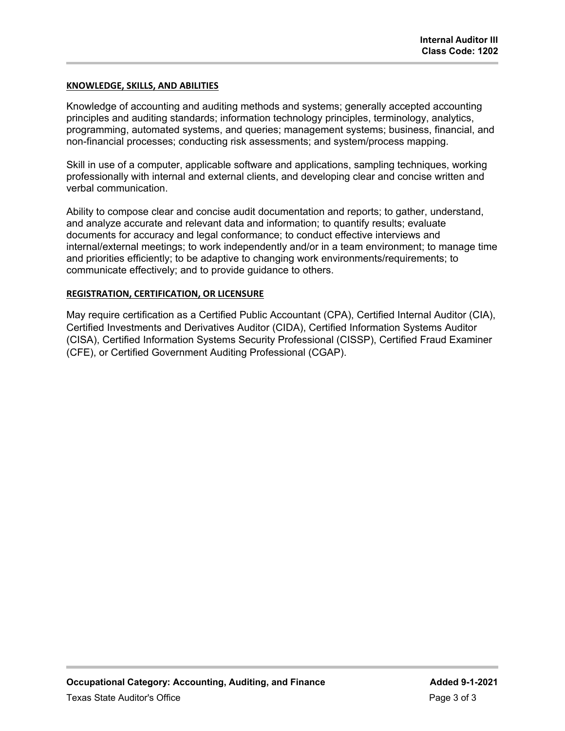## KNOWLEDGE, SKILLS, AND ABILITIES

Knowledge of accounting and auditing methods and systems; generally accepted accounting principles and auditing standards; information technology principles, terminology, analytics, programming, automated systems, and queries; management systems; business, financial, and non-financial processes; conducting risk assessments; and system/process mapping.

Skill in use of a computer, applicable software and applications, sampling techniques, working professionally with internal and external clients, and developing clear and concise written and verbal communication.

Ability to compose clear and concise audit documentation and reports; to gather, understand, and analyze accurate and relevant data and information; to quantify results; evaluate documents for accuracy and legal conformance; to conduct effective interviews and internal/external meetings; to work independently and/or in a team environment; to manage time and priorities efficiently; to be adaptive to changing work environments/requirements; to communicate effectively; and to provide guidance to others.

## REGISTRATION, CERTIFICATION, OR LICENSURE

May require certification as a Certified Public Accountant (CPA), Certified Internal Auditor (CIA), Certified Investments and Derivatives Auditor (CIDA), Certified Information Systems Auditor (CISA), Certified Information Systems Security Professional (CISSP), Certified Fraud Examiner (CFE), or Certified Government Auditing Professional (CGAP).